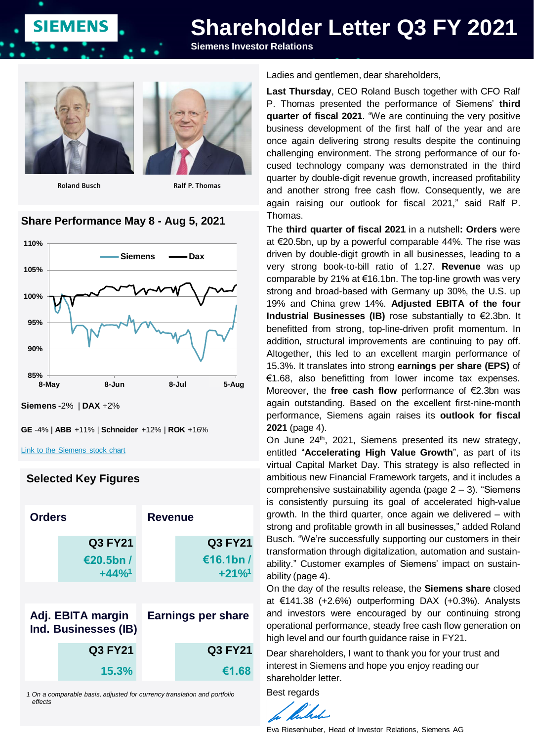# Shareholder Letter Q3 FY 2021

**Siemens Investor Relations**

Roland Busch

Ralf P. Thomas

## Share Performance May 8 - Aug 5, 2021

**Siemens** -2% | **DAX** +2%

**GE** -4% | **ABB** +11% | **Schneider** +12% | **ROK** +16%

[Link to the Siemens stock chart]

## Selected Key Figures

| Orders | Revenue |
|---|---|
| Q3 FY21 | Q3 FY21 |
| €20.5bn / +44%[1] | €16.1bn / +21%[1] |

| Adj. EBITA margin Ind. Businesses (IB) | Earnings per share |
|---|---|
| Q3 FY21 | Q3 FY21 |
| 15.3% | €1.68 |

*1 On a comparable basis, adjusted for currency translation and portfolio effects*

Ladies and gentlemen, dear shareholders,

**Last Thursday**, CEO Roland Busch together with CFO Ralf P. Thomas presented the performance of Siemens' **third quarter of fiscal 2021**. "We are continuing the very positive business development of the first half of the year and are once again delivering strong results despite the continuing challenging environment. The strong performance of our focused technology company was demonstrated in the third quarter by double-digit revenue growth, increased profitability and another strong free cash flow. Consequently, we are again raising our outlook for fiscal 2021," said Ralf P. Thomas.

The **third quarter of fiscal 2021** in a nutshell**: Orders** were at €20.5bn, up by a powerful comparable 44%. The rise was driven by double-digit growth in all businesses, leading to a very strong book-to-bill ratio of 1.27. **Revenue** was up comparable by 21% at €16.1bn. The top-line growth was very strong and broad-based with Germany up 30%, the U.S. up 19% and China grew 14%. **Adjusted EBITA of the four Industrial Businesses (IB)** rose substantially to €2.3bn. It benefitted from strong, top-line-driven profit momentum. In addition, structural improvements are continuing to pay off. Altogether, this led to an excellent margin performance of 15.3%. It translates into strong **earnings per share (EPS)** of €1.68, also benefitting from lower income tax expenses. Moreover, the **free cash flow** performance of €2.3bn was again outstanding. Based on the excellent first-nine-month performance, Siemens again raises its **outlook for fiscal 2021** (page 4).

On June 24th, 2021, Siemens presented its new strategy, entitled "**Accelerating High Value Growth**", as part of its virtual Capital Market Day. This strategy is also reflected in ambitious new Financial Framework targets, and it includes a comprehensive sustainability agenda (page 2 – 3). "Siemens is consistently pursuing its goal of accelerated high-value growth. In the third quarter, once again we delivered – with strong and profitable growth in all businesses," added Roland Busch. "We're successfully supporting our customers in their transformation through digitalization, automation and sustainability." Customer examples of Siemens' impact on sustainability (page 4).

On the day of the results release, the **Siemens share** closed at €141.38 (+2.6%) outperforming DAX (+0.3%). Analysts and investors were encouraged by our continuing strong operational performance, steady free cash flow generation on high level and our fourth guidance raise in FY21.

Dear shareholders, I want to thank you for your trust and interest in Siemens and hope you enjoy reading our shareholder letter.

Best regards

Eva Riesenhuber, Head of Investor Relations, Siemens AG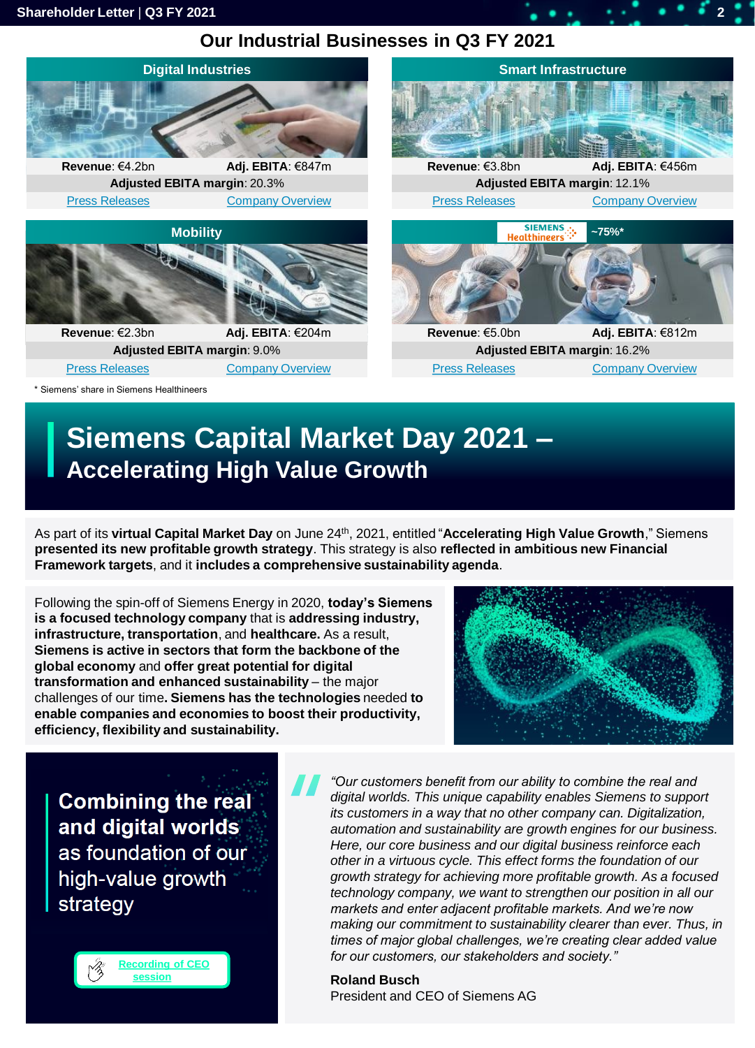# Our Industrial Businesses in Q3 FY 2021

## Digital Industries

**Revenue**: €4.2bn **Adj. EBITA**: €847m

**Adjusted EBITA margin**: 20.3%

Press Releases Company Overview

## Smart Infrastructure

**Revenue**: €3.8bn **Adj. EBITA**: €456m

**Adjusted EBITA margin**: 12.1%

Press Releases Company Overview

## Mobility

**Revenue**: €2.3bn **Adj. EBITA**: €204m

**Adjusted EBITA margin**: 9.0%

Press Releases Company Overview

## Siemens Healthineers ~75%*

**Revenue**: €5.0bn **Adj. EBITA**: €812m

**Adjusted EBITA margin**: 16.2%

Press Releases Company Overview

* Siemens' share in Siemens Healthineers

# Siemens Capital Market Day 2021 – Accelerating High Value Growth

As part of its **virtual Capital Market Day** on June 24th, 2021, entitled "**Accelerating High Value Growth**," Siemens **presented its new profitable growth strategy**. This strategy is also **reflected in ambitious new Financial Framework targets**, and it **includes a comprehensive sustainability agenda**.

Following the spin-off of Siemens Energy in 2020, **today's Siemens is a focused technology company** that is **addressing industry, infrastructure, transportation**, and **healthcare.** As a result, **Siemens is active in sectors that form the backbone of the global economy** and **offer great potential for digital transformation and enhanced sustainability** – the major challenges of our time**. Siemens has the technologies** needed **to enable companies and economies to boost their productivity, efficiency, flexibility and sustainability.**

## Combining the real and digital worlds as foundation of our high-value growth strategy

Recording of CEO session

*"Our customers benefit from our ability to combine the real and digital worlds. This unique capability enables Siemens to support its customers in a way that no other company can. Digitalization, automation and sustainability are growth engines for our business. Here, our core business and our digital business reinforce each other in a virtuous cycle. This effect forms the foundation of our growth strategy for achieving more profitable growth. As a focused technology company, we want to strengthen our position in all our markets and enter adjacent profitable markets. And we're now making our commitment to sustainability clearer than ever. Thus, in times of major global challenges, we're creating clear added value for our customers, our stakeholders and society."*

**Roland Busch**
President and CEO of Siemens AG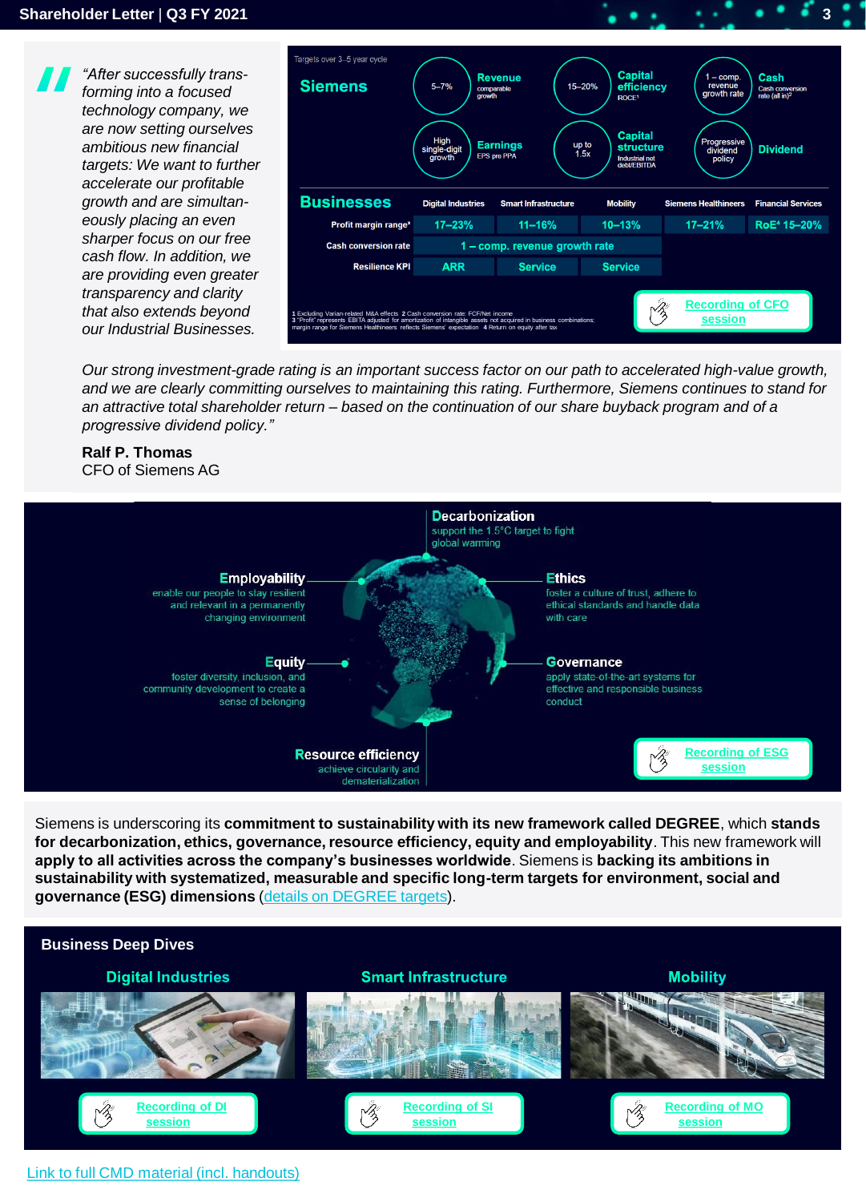*"After successfully transforming into a focused technology company, we are now setting ourselves ambitious new financial targets: We want to further accelerate our profitable growth and are simultaneously placing an even sharper focus on our free cash flow. In addition, we are providing even greater transparency and clarity that also extends beyond our Industrial Businesses.*

Targets over 3–5 year cycle

**Siemens**

| Target | Metric |
|---|---|
| 5–7% | **Revenue** comparable growth |
| 15–20% | **Capital efficiency** ROCE[1] |
| 1 – comp. revenue growth rate | **Cash** Cash conversion rate (all in)[2] |
| High single-digit growth | **Earnings** EPS pre PPA |
| up to 1.5x | **Capital structure** Industrial net debt/EBITDA |
| Progressive dividend policy | **Dividend** |

**Businesses**

| | Digital Industries | Smart Infrastructure | Mobility | Siemens Healthineers | Financial Services |
|---|---|---|---|---|---|
| Profit margin range[3] | 17–23% | 11–16% | 10–13% | 17–21% | RoE[4] 15–20% |
| Cash conversion rate | 1 – comp. revenue growth rate | | | | |
| Resilience KPI | ARR | Service | Service | | |

1 Excluding Varian-related M&A effects 2 Cash conversion rate: FCF/Net income
3 "Profit" represents EBITA adjusted for amortization of intangible assets not acquired in business combinations; margin range for Siemens Healthineers reflects Siemens' expectation 4 Return on equity after tax

Recording of CFO session

*Our strong investment-grade rating is an important success factor on our path to accelerated high-value growth, and we are clearly committing ourselves to maintaining this rating. Furthermore, Siemens continues to stand for an attractive total shareholder return – based on the continuation of our share buyback program and of a progressive dividend policy."*

**Ralf P. Thomas**
CFO of Siemens AG

**Decarbonization** support the 1.5°C target to fight global warming

**Employability** enable our people to stay resilient and relevant in a permanently changing environment

**Ethics** foster a culture of trust, adhere to ethical standards and handle data with care

**Equity** foster diversity, inclusion, and community development to create a sense of belonging

**Governance** apply state-of-the-art systems for effective and responsible business conduct

**Resource efficiency** achieve circularity and dematerialization

Recording of ESG session

Siemens is underscoring its **commitment to sustainability with its new framework called DEGREE**, which **stands for decarbonization, ethics, governance, resource efficiency, equity and employability**. This new framework will **apply to all activities across the company's businesses worldwide**. Siemens is **backing its ambitions in sustainability with systematized, measurable and specific long-term targets for environment, social and governance (ESG) dimensions** (details on DEGREE targets).

## Business Deep Dives

**Digital Industries** — Recording of DI session

**Smart Infrastructure** — Recording of SI session

**Mobility** — Recording of MO session

Link to full CMD material (incl. handouts)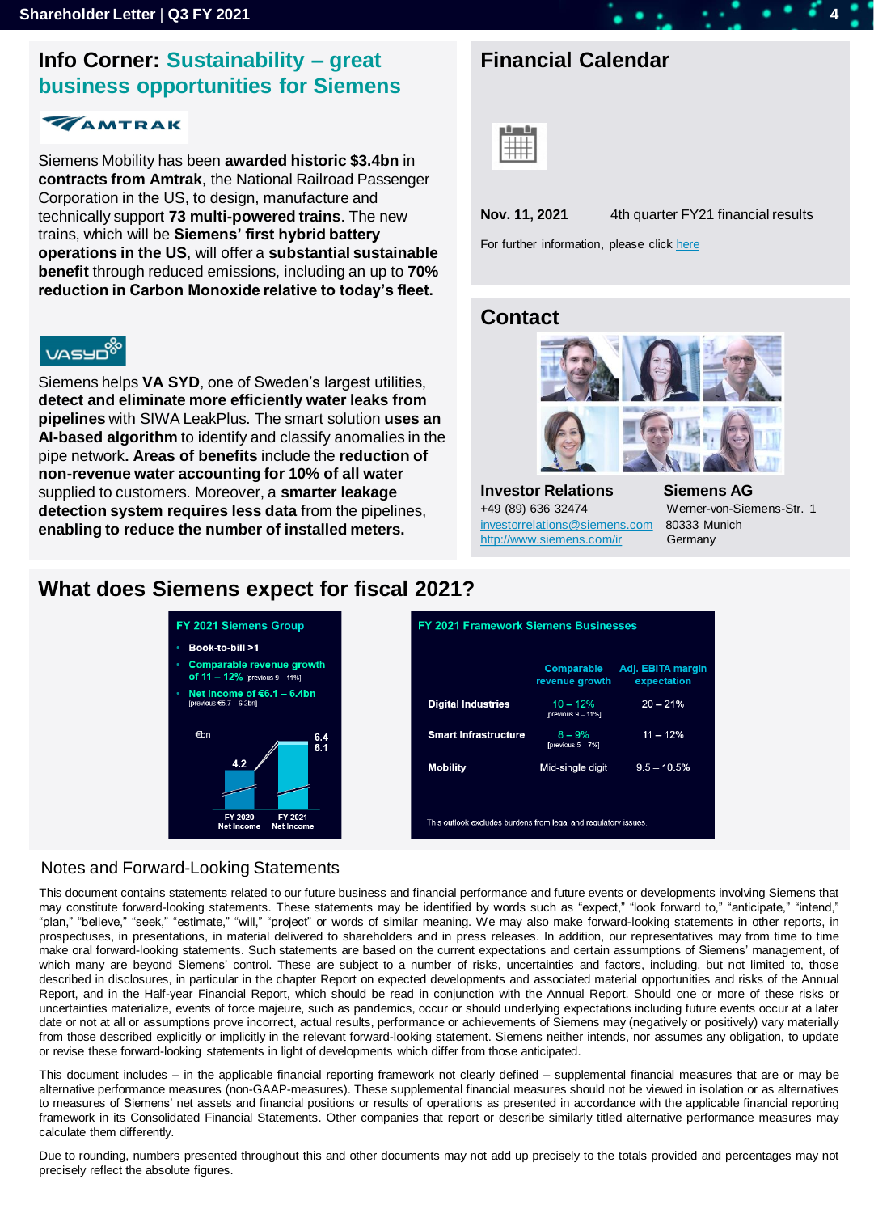## Info Corner: Sustainability – great business opportunities for Siemens

AMTRAK

Siemens Mobility has been **awarded historic $3.4bn** in **contracts from Amtrak**, the National Railroad Passenger Corporation in the US, to design, manufacture and technically support **73 multi-powered trains**. The new trains, which will be **Siemens' first hybrid battery operations in the US**, will offer a **substantial sustainable benefit** through reduced emissions, including an up to **70% reduction in Carbon Monoxide relative to today's fleet.**

VASYD

Siemens helps **VA SYD**, one of Sweden's largest utilities, **detect and eliminate more efficiently water leaks from pipelines** with SIWA LeakPlus. The smart solution **uses an AI-based algorithm** to identify and classify anomalies in the pipe network**. Areas of benefits** include the **reduction of non-revenue water accounting for 10% of all water** supplied to customers. Moreover, a **smarter leakage detection system requires less data** from the pipelines, **enabling to reduce the number of installed meters.**

## Financial Calendar

**Nov. 11, 2021** 4th quarter FY21 financial results

For further information, please click here

## Contact

**Investor Relations**
+49 (89) 636 32474
investorrelations@siemens.com
http://www.siemens.com/ir

**Siemens AG**
Werner-von-Siemens-Str. 1
80333 Munich
Germany

## What does Siemens expect for fiscal 2021?

**FY 2021 Siemens Group**

- Book-to-bill >1
- Comparable revenue growth of 11 – 12% [previous 9 – 11%]
- Net income of €6.1 – 6.4bn [previous €5.7 – 6.2bn]

€bn
4.2
6.4
6.1
FY 2020 Net Income
FY 2021 Net Income

**FY 2021 Framework Siemens Businesses**

| | Comparable revenue growth | Adj. EBITA margin expectation |
|---|---|---|
| Digital Industries | 10 – 12% [previous 9 – 11%] | 20 – 21% |
| Smart Infrastructure | 8 – 9% [previous 5 – 7%] | 11 – 12% |
| Mobility | Mid-single digit | 9.5 – 10.5% |

This outlook excludes burdens from legal and regulatory issues.

## Notes and Forward-Looking Statements

This document contains statements related to our future business and financial performance and future events or developments involving Siemens that may constitute forward-looking statements. These statements may be identified by words such as "expect," "look forward to," "anticipate," "intend," "plan," "believe," "seek," "estimate," "will," "project" or words of similar meaning. We may also make forward-looking statements in other reports, in prospectuses, in presentations, in material delivered to shareholders and in press releases. In addition, our representatives may from time to time make oral forward-looking statements. Such statements are based on the current expectations and certain assumptions of Siemens' management, of which many are beyond Siemens' control. These are subject to a number of risks, uncertainties and factors, including, but not limited to, those described in disclosures, in particular in the chapter Report on expected developments and associated material opportunities and risks of the Annual Report, and in the Half-year Financial Report, which should be read in conjunction with the Annual Report. Should one or more of these risks or uncertainties materialize, events of force majeure, such as pandemics, occur or should underlying expectations including future events occur at a later date or not at all or assumptions prove incorrect, actual results, performance or achievements of Siemens may (negatively or positively) vary materially from those described explicitly or implicitly in the relevant forward-looking statement. Siemens neither intends, nor assumes any obligation, to update or revise these forward-looking statements in light of developments which differ from those anticipated.

This document includes – in the applicable financial reporting framework not clearly defined – supplemental financial measures that are or may be alternative performance measures (non-GAAP-measures). These supplemental financial measures should not be viewed in isolation or as alternatives to measures of Siemens' net assets and financial positions or results of operations as presented in accordance with the applicable financial reporting framework in its Consolidated Financial Statements. Other companies that report or describe similarly titled alternative performance measures may calculate them differently.

Due to rounding, numbers presented throughout this and other documents may not add up precisely to the totals provided and percentages may not precisely reflect the absolute figures.